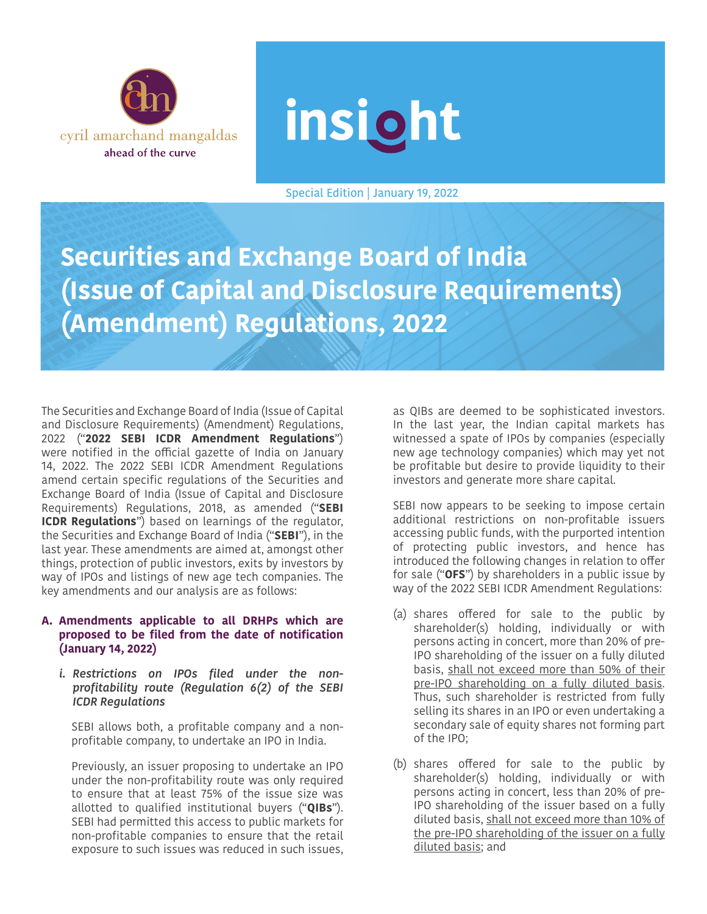cyril amarchand mangaldas

ahead of the curve

# insight

Special Edition | January 19, 2022

# Securities and Exchange Board of India (Issue of Capital and Disclosure Requirements) (Amendment) Regulations, 2022

The Securities and Exchange Board of India (Issue of Capital and Disclosure Requirements) (Amendment) Regulations, 2022 ("**2022 SEBI ICDR Amendment Regulations**") were notified in the official gazette of India on January 14, 2022. The 2022 SEBI ICDR Amendment Regulations amend certain specific regulations of the Securities and Exchange Board of India (Issue of Capital and Disclosure Requirements) Regulations, 2018, as amended ("**SEBI ICDR Regulations**") based on learnings of the regulator, the Securities and Exchange Board of India ("**SEBI**"), in the last year. These amendments are aimed at, amongst other things, protection of public investors, exits by investors by way of IPOs and listings of new age tech companies. The key amendments and our analysis are as follows:

## A. Amendments applicable to all DRHPs which are proposed to be filed from the date of notification (January 14, 2022)

### *i. Restrictions on IPOs filed under the non-profitability route (Regulation 6(2) of the SEBI ICDR Regulations*

SEBI allows both, a profitable company and a non-profitable company, to undertake an IPO in India.

Previously, an issuer proposing to undertake an IPO under the non-profitability route was only required to ensure that at least 75% of the issue size was allotted to qualified institutional buyers ("**QIBs**"). SEBI had permitted this access to public markets for non-profitable companies to ensure that the retail exposure to such issues was reduced in such issues, as QIBs are deemed to be sophisticated investors. In the last year, the Indian capital markets has witnessed a spate of IPOs by companies (especially new age technology companies) which may yet not be profitable but desire to provide liquidity to their investors and generate more share capital.

SEBI now appears to be seeking to impose certain additional restrictions on non-profitable issuers accessing public funds, with the purported intention of protecting public investors, and hence has introduced the following changes in relation to offer for sale ("**OFS**") by shareholders in a public issue by way of the 2022 SEBI ICDR Amendment Regulations:

(a) shares offered for sale to the public by shareholder(s) holding, individually or with persons acting in concert, more than 20% of pre-IPO shareholding of the issuer on a fully diluted basis, <u>shall not exceed more than 50% of their pre-IPO shareholding on a fully diluted basis</u>. Thus, such shareholder is restricted from fully selling its shares in an IPO or even undertaking a secondary sale of equity shares not forming part of the IPO;

(b) shares offered for sale to the public by shareholder(s) holding, individually or with persons acting in concert, less than 20% of pre-IPO shareholding of the issuer based on a fully diluted basis, <u>shall not exceed more than 10% of the pre-IPO shareholding of the issuer on a fully diluted basis</u>; and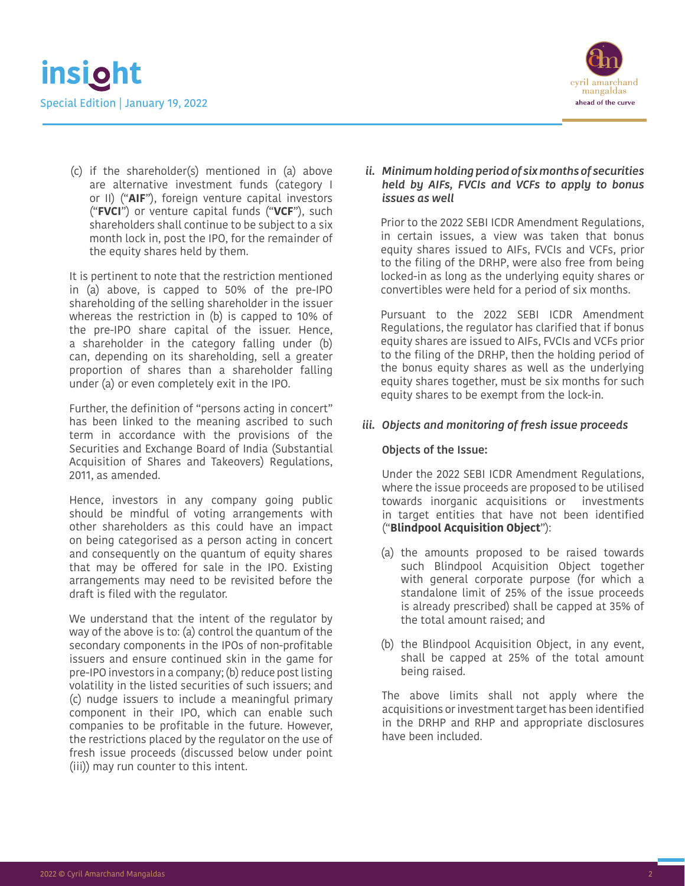(c) if the shareholder(s) mentioned in (a) above are alternative investment funds (category I or II) ("**AIF**"), foreign venture capital investors ("**FVCI**") or venture capital funds ("**VCF**"), such shareholders shall continue to be subject to a six month lock in, post the IPO, for the remainder of the equity shares held by them.

It is pertinent to note that the restriction mentioned in (a) above, is capped to 50% of the pre-IPO shareholding of the selling shareholder in the issuer whereas the restriction in (b) is capped to 10% of the pre-IPO share capital of the issuer. Hence, a shareholder in the category falling under (b) can, depending on its shareholding, sell a greater proportion of shares than a shareholder falling under (a) or even completely exit in the IPO.

Further, the definition of "persons acting in concert" has been linked to the meaning ascribed to such term in accordance with the provisions of the Securities and Exchange Board of India (Substantial Acquisition of Shares and Takeovers) Regulations, 2011, as amended.

Hence, investors in any company going public should be mindful of voting arrangements with other shareholders as this could have an impact on being categorised as a person acting in concert and consequently on the quantum of equity shares that may be offered for sale in the IPO. Existing arrangements may need to be revisited before the draft is filed with the regulator.

We understand that the intent of the regulator by way of the above is to: (a) control the quantum of the secondary components in the IPOs of non-profitable issuers and ensure continued skin in the game for pre-IPO investors in a company; (b) reduce post listing volatility in the listed securities of such issuers; and (c) nudge issuers to include a meaningful primary component in their IPO, which can enable such companies to be profitable in the future. However, the restrictions placed by the regulator on the use of fresh issue proceeds (discussed below under point (iii)) may run counter to this intent.

### *ii. Minimum holding period of six months of securities held by AIFs, FVCIs and VCFs to apply to bonus issues as well*

Prior to the 2022 SEBI ICDR Amendment Regulations, in certain issues, a view was taken that bonus equity shares issued to AIFs, FVCIs and VCFs, prior to the filing of the DRHP, were also free from being locked-in as long as the underlying equity shares or convertibles were held for a period of six months.

Pursuant to the 2022 SEBI ICDR Amendment Regulations, the regulator has clarified that if bonus equity shares are issued to AIFs, FVCIs and VCFs prior to the filing of the DRHP, then the holding period of the bonus equity shares as well as the underlying equity shares together, must be six months for such equity shares to be exempt from the lock-in.

### *iii. Objects and monitoring of fresh issue proceeds*

**Objects of the Issue:**

Under the 2022 SEBI ICDR Amendment Regulations, where the issue proceeds are proposed to be utilised towards inorganic acquisitions or investments in target entities that have not been identified ("**Blindpool Acquisition Object**"):

(a) the amounts proposed to be raised towards such Blindpool Acquisition Object together with general corporate purpose (for which a standalone limit of 25% of the issue proceeds is already prescribed) shall be capped at 35% of the total amount raised; and

(b) the Blindpool Acquisition Object, in any event, shall be capped at 25% of the total amount being raised.

The above limits shall not apply where the acquisitions or investment target has been identified in the DRHP and RHP and appropriate disclosures have been included.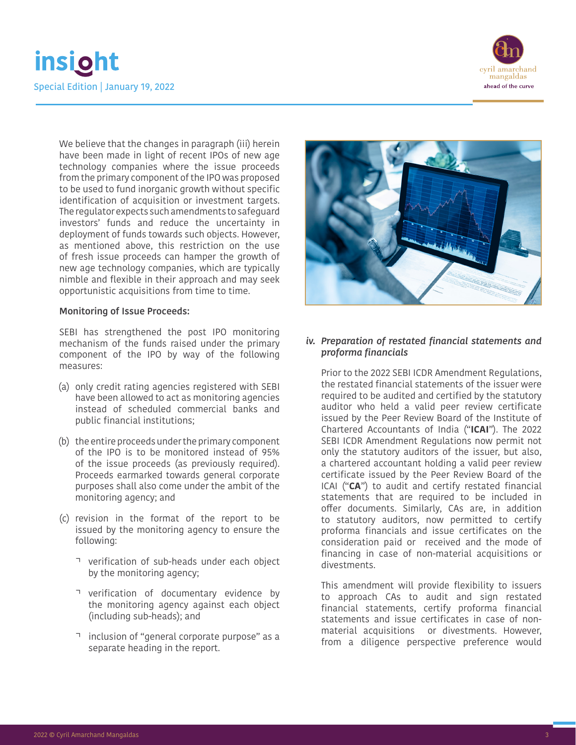We believe that the changes in paragraph (iii) herein have been made in light of recent IPOs of new age technology companies where the issue proceeds from the primary component of the IPO was proposed to be used to fund inorganic growth without specific identification of acquisition or investment targets. The regulator expects such amendments to safeguard investors' funds and reduce the uncertainty in deployment of funds towards such objects. However, as mentioned above, this restriction on the use of fresh issue proceeds can hamper the growth of new age technology companies, which are typically nimble and flexible in their approach and may seek opportunistic acquisitions from time to time.

**Monitoring of Issue Proceeds:**

SEBI has strengthened the post IPO monitoring mechanism of the funds raised under the primary component of the IPO by way of the following measures:

(a) only credit rating agencies registered with SEBI have been allowed to act as monitoring agencies instead of scheduled commercial banks and public financial institutions;

(b) the entire proceeds under the primary component of the IPO is to be monitored instead of 95% of the issue proceeds (as previously required). Proceeds earmarked towards general corporate purposes shall also come under the ambit of the monitoring agency; and

(c) revision in the format of the report to be issued by the monitoring agency to ensure the following:

- verification of sub-heads under each object by the monitoring agency;
- verification of documentary evidence by the monitoring agency against each object (including sub-heads); and
- inclusion of "general corporate purpose" as a separate heading in the report.

### iv. *Preparation of restated financial statements and proforma financials*

Prior to the 2022 SEBI ICDR Amendment Regulations, the restated financial statements of the issuer were required to be audited and certified by the statutory auditor who held a valid peer review certificate issued by the Peer Review Board of the Institute of Chartered Accountants of India ("**ICAI**"). The 2022 SEBI ICDR Amendment Regulations now permit not only the statutory auditors of the issuer, but also, a chartered accountant holding a valid peer review certificate issued by the Peer Review Board of the ICAI ("**CA**") to audit and certify restated financial statements that are required to be included in offer documents. Similarly, CAs are, in addition to statutory auditors, now permitted to certify proforma financials and issue certificates on the consideration paid or received and the mode of financing in case of non-material acquisitions or divestments.

This amendment will provide flexibility to issuers to approach CAs to audit and sign restated financial statements, certify proforma financial statements and issue certificates in case of non-material acquisitions or divestments. However, from a diligence perspective preference would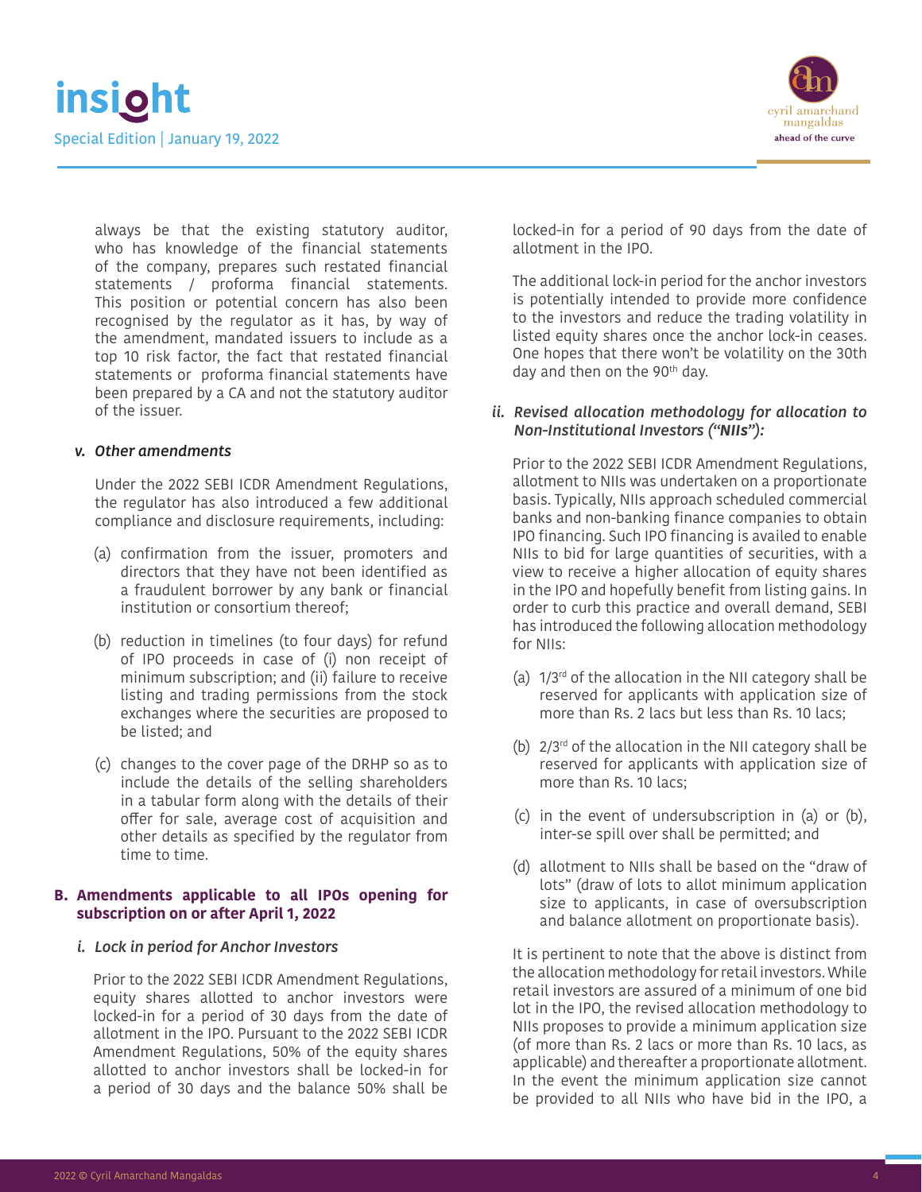always be that the existing statutory auditor, who has knowledge of the financial statements of the company, prepares such restated financial statements / proforma financial statements. This position or potential concern has also been recognised by the regulator as it has, by way of the amendment, mandated issuers to include as a top 10 risk factor, the fact that restated financial statements or proforma financial statements have been prepared by a CA and not the statutory auditor of the issuer.

*v. Other amendments*

Under the 2022 SEBI ICDR Amendment Regulations, the regulator has also introduced a few additional compliance and disclosure requirements, including:

(a) confirmation from the issuer, promoters and directors that they have not been identified as a fraudulent borrower by any bank or financial institution or consortium thereof;

(b) reduction in timelines (to four days) for refund of IPO proceeds in case of (i) non receipt of minimum subscription; and (ii) failure to receive listing and trading permissions from the stock exchanges where the securities are proposed to be listed; and

(c) changes to the cover page of the DRHP so as to include the details of the selling shareholders in a tabular form along with the details of their offer for sale, average cost of acquisition and other details as specified by the regulator from time to time.

**B. Amendments applicable to all IPOs opening for subscription on or after April 1, 2022**

*i. Lock in period for Anchor Investors*

Prior to the 2022 SEBI ICDR Amendment Regulations, equity shares allotted to anchor investors were locked-in for a period of 30 days from the date of allotment in the IPO. Pursuant to the 2022 SEBI ICDR Amendment Regulations, 50% of the equity shares allotted to anchor investors shall be locked-in for a period of 30 days and the balance 50% shall be locked-in for a period of 90 days from the date of allotment in the IPO.

The additional lock-in period for the anchor investors is potentially intended to provide more confidence to the investors and reduce the trading volatility in listed equity shares once the anchor lock-in ceases. One hopes that there won't be volatility on the 30th day and then on the 90th day.

*ii. Revised allocation methodology for allocation to Non-Institutional Investors ("NIIs"):*

Prior to the 2022 SEBI ICDR Amendment Regulations, allotment to NIIs was undertaken on a proportionate basis. Typically, NIIs approach scheduled commercial banks and non-banking finance companies to obtain IPO financing. Such IPO financing is availed to enable NIIs to bid for large quantities of securities, with a view to receive a higher allocation of equity shares in the IPO and hopefully benefit from listing gains. In order to curb this practice and overall demand, SEBI has introduced the following allocation methodology for NIIs:

(a) 1/3rd of the allocation in the NII category shall be reserved for applicants with application size of more than Rs. 2 lacs but less than Rs. 10 lacs;

(b) 2/3rd of the allocation in the NII category shall be reserved for applicants with application size of more than Rs. 10 lacs;

(c) in the event of undersubscription in (a) or (b), inter-se spill over shall be permitted; and

(d) allotment to NIIs shall be based on the "draw of lots" (draw of lots to allot minimum application size to applicants, in case of oversubscription and balance allotment on proportionate basis).

It is pertinent to note that the above is distinct from the allocation methodology for retail investors. While retail investors are assured of a minimum of one bid lot in the IPO, the revised allocation methodology to NIIs proposes to provide a minimum application size (of more than Rs. 2 lacs or more than Rs. 10 lacs, as applicable) and thereafter a proportionate allotment. In the event the minimum application size cannot be provided to all NIIs who have bid in the IPO, a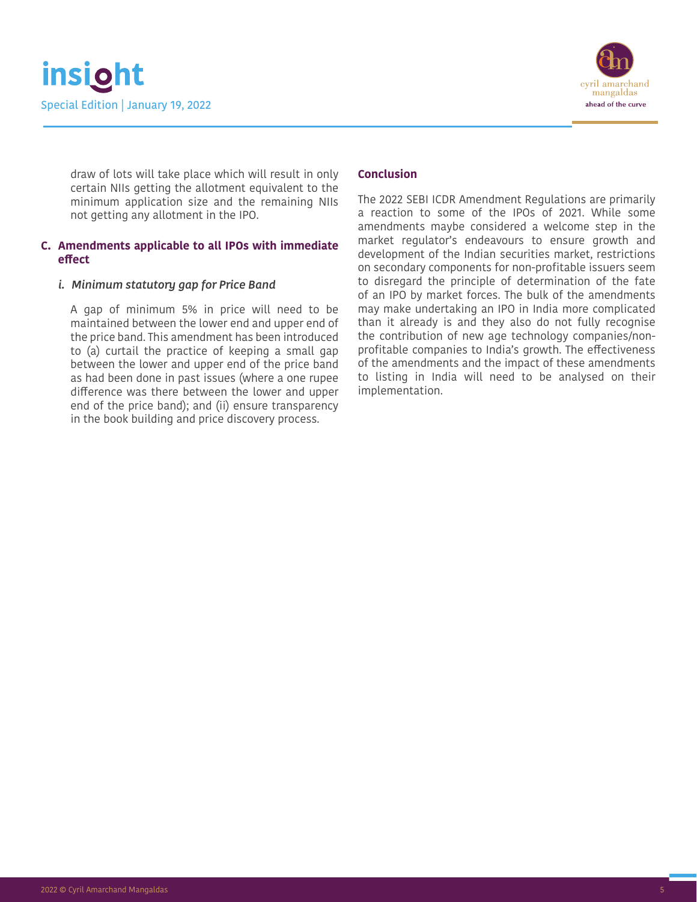draw of lots will take place which will result in only certain NIIs getting the allotment equivalent to the minimum application size and the remaining NIIs not getting any allotment in the IPO.

### C. Amendments applicable to all IPOs with immediate effect

#### *i. Minimum statutory gap for Price Band*

A gap of minimum 5% in price will need to be maintained between the lower end and upper end of the price band. This amendment has been introduced to (a) curtail the practice of keeping a small gap between the lower and upper end of the price band as had been done in past issues (where a one rupee difference was there between the lower and upper end of the price band); and (ii) ensure transparency in the book building and price discovery process.

## Conclusion

The 2022 SEBI ICDR Amendment Regulations are primarily a reaction to some of the IPOs of 2021. While some amendments maybe considered a welcome step in the market regulator's endeavours to ensure growth and development of the Indian securities market, restrictions on secondary components for non-profitable issuers seem to disregard the principle of determination of the fate of an IPO by market forces. The bulk of the amendments may make undertaking an IPO in India more complicated than it already is and they also do not fully recognise the contribution of new age technology companies/non-profitable companies to India's growth. The effectiveness of the amendments and the impact of these amendments to listing in India will need to be analysed on their implementation.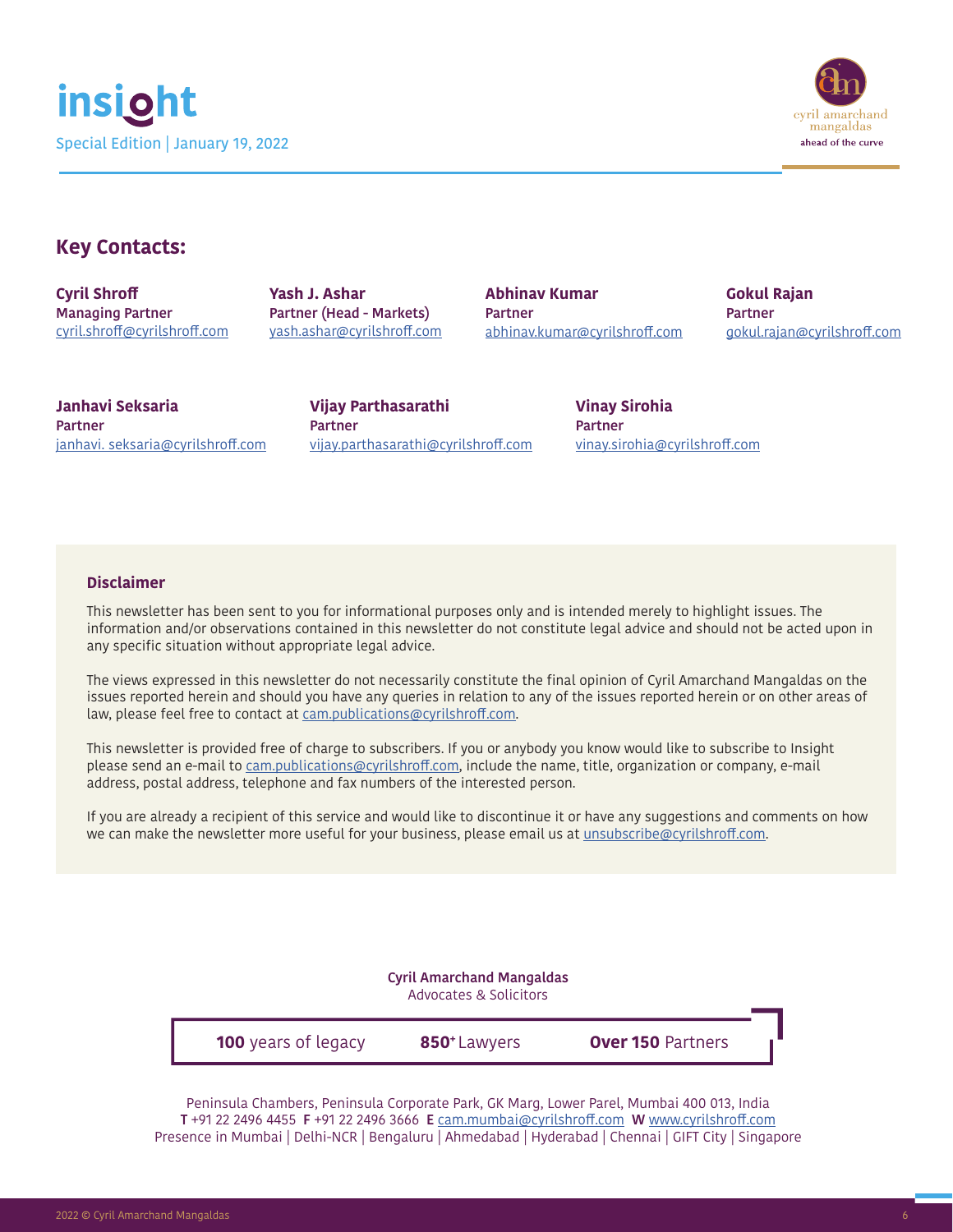## Key Contacts:

**Cyril Shroff**
**Managing Partner**
cyril.shroff@cyrilshroff.com

**Yash J. Ashar**
**Partner (Head - Markets)**
yash.ashar@cyrilshroff.com

**Abhinav Kumar**
**Partner**
abhinav.kumar@cyrilshroff.com

**Gokul Rajan**
**Partner**
gokul.rajan@cyrilshroff.com

**Janhavi Seksaria**
**Partner**
janhavi. seksaria@cyrilshroff.com

**Vijay Parthasarathi**
**Partner**
vijay.parthasarathi@cyrilshroff.com

**Vinay Sirohia**
**Partner**
vinay.sirohia@cyrilshroff.com

### Disclaimer

This newsletter has been sent to you for informational purposes only and is intended merely to highlight issues. The information and/or observations contained in this newsletter do not constitute legal advice and should not be acted upon in any specific situation without appropriate legal advice.

The views expressed in this newsletter do not necessarily constitute the final opinion of Cyril Amarchand Mangaldas on the issues reported herein and should you have any queries in relation to any of the issues reported herein or on other areas of law, please feel free to contact at cam.publications@cyrilshroff.com.

This newsletter is provided free of charge to subscribers. If you or anybody you know would like to subscribe to Insight please send an e-mail to cam.publications@cyrilshroff.com, include the name, title, organization or company, e-mail address, postal address, telephone and fax numbers of the interested person.

If you are already a recipient of this service and would like to discontinue it or have any suggestions and comments on how we can make the newsletter more useful for your business, please email us at unsubscribe@cyrilshroff.com.

**Cyril Amarchand Mangaldas**
Advocates & Solicitors

**100** years of legacy | **850+** Lawyers | **Over 150** Partners

Peninsula Chambers, Peninsula Corporate Park, GK Marg, Lower Parel, Mumbai 400 013, India
**T** +91 22 2496 4455 **F** +91 22 2496 3666 **E** cam.mumbai@cyrilshroff.com **W** www.cyrilshroff.com
Presence in Mumbai | Delhi-NCR | Bengaluru | Ahmedabad | Hyderabad | Chennai | GIFT City | Singapore

2022 © Cyril Amarchand Mangaldas